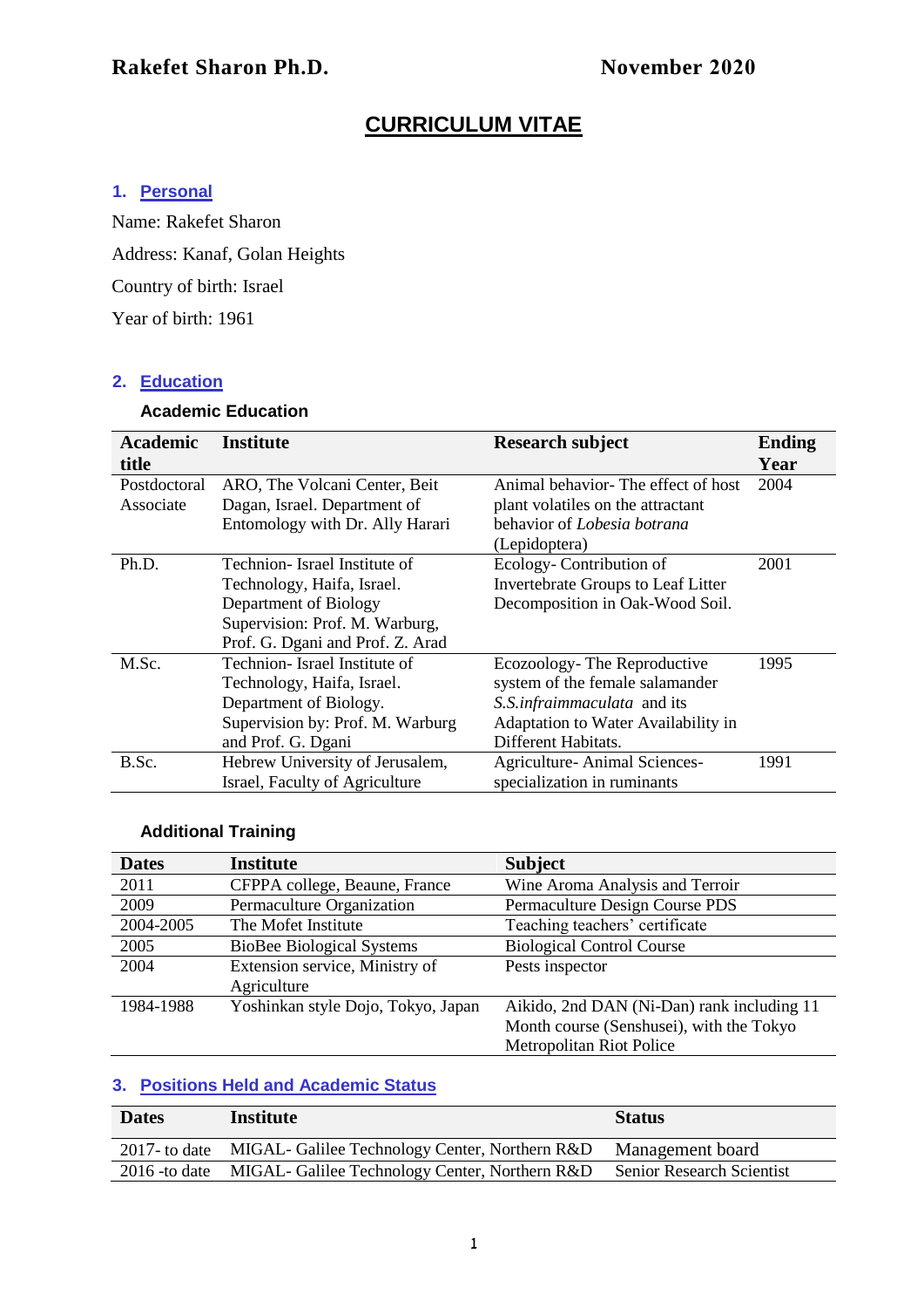**Rakefet Sharon Ph.D.** **November 2020**

# CURRICULUM VITAE

## 1. Personal

Name: Rakefet Sharon

Address: Kanaf, Golan Heights

Country of birth: Israel

Year of birth: 1961

## 2. Education

### Academic Education

| Academic title | Institute | Research subject | Ending Year |
|---|---|---|---|
| Postdoctoral Associate | ARO, The Volcani Center, Beit Dagan, Israel. Department of Entomology with Dr. Ally Harari | Animal behavior- The effect of host plant volatiles on the attractant behavior of *Lobesia botrana* (Lepidoptera) | 2004 |
| Ph.D. | Technion- Israel Institute of Technology, Haifa, Israel. Department of Biology Supervision: Prof. M. Warburg, Prof. G. Dgani and Prof. Z. Arad | Ecology- Contribution of Invertebrate Groups to Leaf Litter Decomposition in Oak-Wood Soil. | 2001 |
| M.Sc. | Technion- Israel Institute of Technology, Haifa, Israel. Department of Biology. Supervision by: Prof. M. Warburg and Prof. G. Dgani | Ecozoology- The Reproductive system of the female salamander *S.S.infraimmaculata* and its Adaptation to Water Availability in Different Habitats. | 1995 |
| B.Sc. | Hebrew University of Jerusalem, Israel, Faculty of Agriculture | Agriculture- Animal Sciences- specialization in ruminants | 1991 |

### Additional Training

| Dates | Institute | Subject |
|---|---|---|
| 2011 | CFPPA college, Beaune, France | Wine Aroma Analysis and Terroir |
| 2009 | Permaculture Organization | Permaculture Design Course PDS |
| 2004-2005 | The Mofet Institute | Teaching teachers' certificate |
| 2005 | BioBee Biological Systems | Biological Control Course |
| 2004 | Extension service, Ministry of Agriculture | Pests inspector |
| 1984-1988 | Yoshinkan style Dojo, Tokyo, Japan | Aikido, 2nd DAN (Ni-Dan) rank including 11 Month course (Senshusei), with the Tokyo Metropolitan Riot Police |

## 3. Positions Held and Academic Status

| Dates | Institute | Status |
|---|---|---|
| 2017- to date | MIGAL- Galilee Technology Center, Northern R&D | Management board |
| 2016 -to date | MIGAL- Galilee Technology Center, Northern R&D | Senior Research Scientist |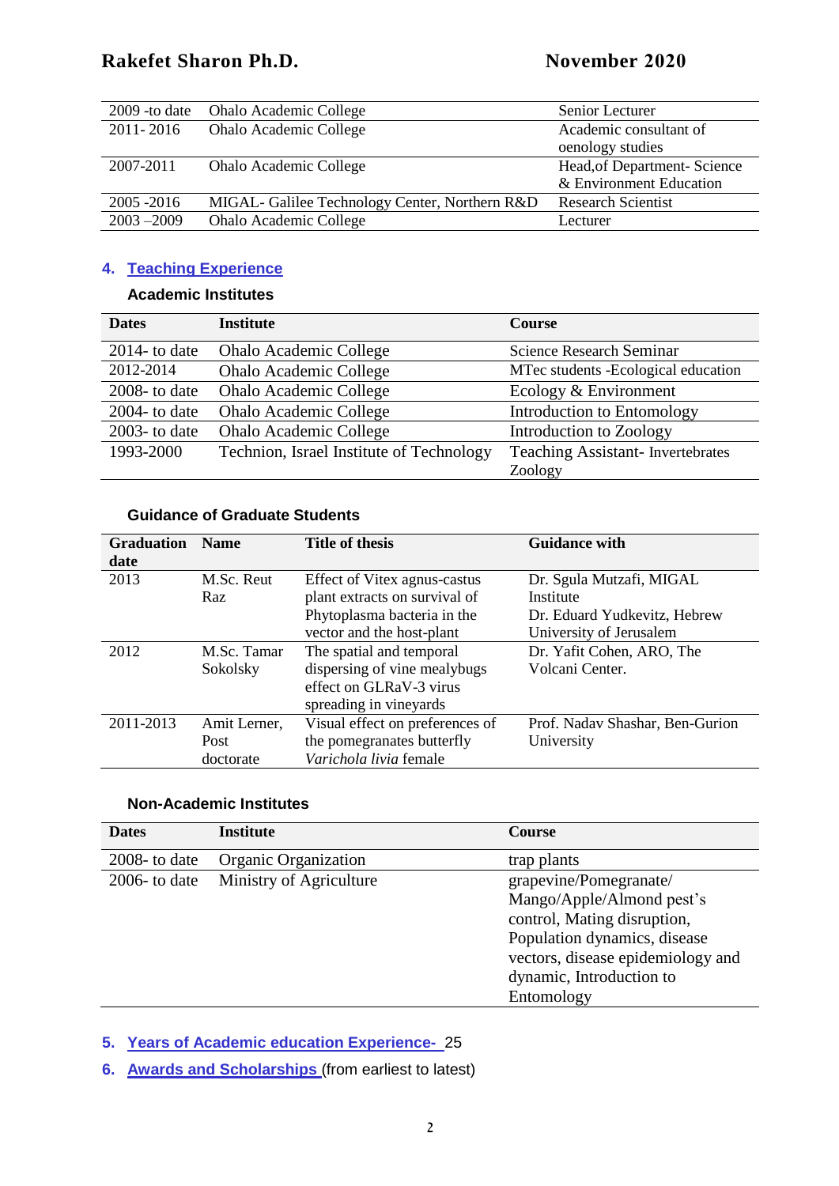| | | |
|---|---|---|
| 2009 -to date | Ohalo Academic College | Senior Lecturer |
| 2011- 2016 | Ohalo Academic College | Academic consultant of oenology studies |
| 2007-2011 | Ohalo Academic College | Head,of Department- Science & Environment Education |
| 2005 -2016 | MIGAL- Galilee Technology Center, Northern R&D | Research Scientist |
| 2003 –2009 | Ohalo Academic College | Lecturer |

## 4. Teaching Experience

### Academic Institutes

| Dates | Institute | Course |
|---|---|---|
| 2014- to date | Ohalo Academic College | Science Research Seminar |
| 2012-2014 | Ohalo Academic College | MTec students -Ecological education |
| 2008- to date | Ohalo Academic College | Ecology & Environment |
| 2004- to date | Ohalo Academic College | Introduction to Entomology |
| 2003- to date | Ohalo Academic College | Introduction to Zoology |
| 1993-2000 | Technion, Israel Institute of Technology | Teaching Assistant- Invertebrates Zoology |

### Guidance of Graduate Students

| Graduation date | Name | Title of thesis | Guidance with |
|---|---|---|---|
| 2013 | M.Sc. Reut Raz | Effect of Vitex agnus-castus plant extracts on survival of Phytoplasma bacteria in the vector and the host-plant | Dr. Sgula Mutzafi, MIGAL Institute<br>Dr. Eduard Yudkevitz, Hebrew University of Jerusalem |
| 2012 | M.Sc. Tamar Sokolsky | The spatial and temporal dispersing of vine mealybugs effect on GLRaV-3 virus spreading in vineyards | Dr. Yafit Cohen, ARO, The Volcani Center. |
| 2011-2013 | Amit Lerner, Post doctorate | Visual effect on preferences of the pomegranates butterfly *Varichola livia* female | Prof. Nadav Shashar, Ben-Gurion University |

### Non-Academic Institutes

| Dates | Institute | Course |
|---|---|---|
| 2008- to date | Organic Organization | trap plants |
| 2006- to date | Ministry of Agriculture | grapevine/Pomegranate/ Mango/Apple/Almond pest's control, Mating disruption, Population dynamics, disease vectors, disease epidemiology and dynamic, Introduction to Entomology |

## 5. Years of Academic education Experience- 25

## 6. Awards and Scholarships (from earliest to latest)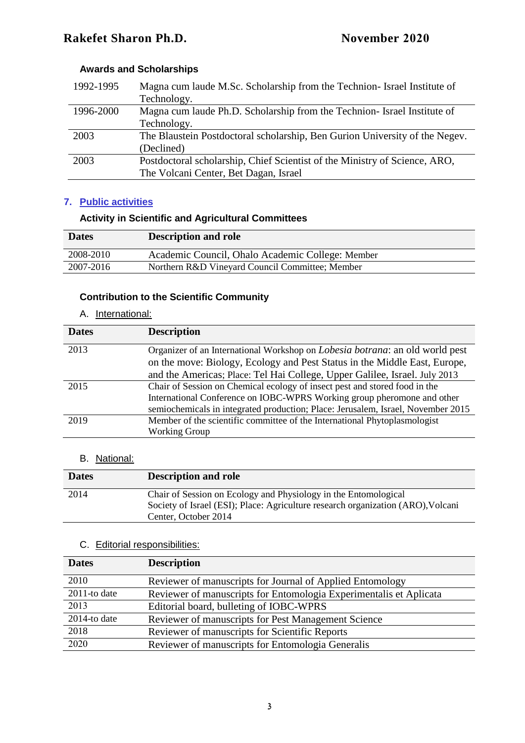### Awards and Scholarships

| | |
|---|---|
| 1992-1995 | Magna cum laude M.Sc. Scholarship from the Technion- Israel Institute of Technology. |
| 1996-2000 | Magna cum laude Ph.D. Scholarship from the Technion- Israel Institute of Technology. |
| 2003 | The Blaustein Postdoctoral scholarship, Ben Gurion University of the Negev. (Declined) |
| 2003 | Postdoctoral scholarship, Chief Scientist of the Ministry of Science, ARO, The Volcani Center, Bet Dagan, Israel |

## 7. Public activities

### Activity in Scientific and Agricultural Committees

| Dates | Description and role |
|---|---|
| 2008-2010 | Academic Council, Ohalo Academic College: Member |
| 2007-2016 | Northern R&D Vineyard Council Committee; Member |

### Contribution to the Scientific Community

A. International:

| Dates | Description |
|---|---|
| 2013 | Organizer of an International Workshop on *Lobesia botrana*: an old world pest on the move: Biology, Ecology and Pest Status in the Middle East, Europe, and the Americas; Place: Tel Hai College, Upper Galilee, Israel. July 2013 |
| 2015 | Chair of Session on Chemical ecology of insect pest and stored food in the International Conference on IOBC-WPRS Working group pheromone and other semiochemicals in integrated production; Place: Jerusalem, Israel, November 2015 |
| 2019 | Member of the scientific committee of the International Phytoplasmologist Working Group |

B. National:

| Dates | Description and role |
|---|---|
| 2014 | Chair of Session on Ecology and Physiology in the Entomological Society of Israel (ESI); Place: Agriculture research organization (ARO),Volcani Center, October 2014 |

C. Editorial responsibilities:

| Dates | Description |
|---|---|
| 2010 | Reviewer of manuscripts for Journal of Applied Entomology |
| 2011-to date | Reviewer of manuscripts for Entomologia Experimentalis et Aplicata |
| 2013 | Editorial board, bulleting of IOBC-WPRS |
| 2014-to date | Reviewer of manuscripts for Pest Management Science |
| 2018 | Reviewer of manuscripts for Scientific Reports |
| 2020 | Reviewer of manuscripts for Entomologia Generalis |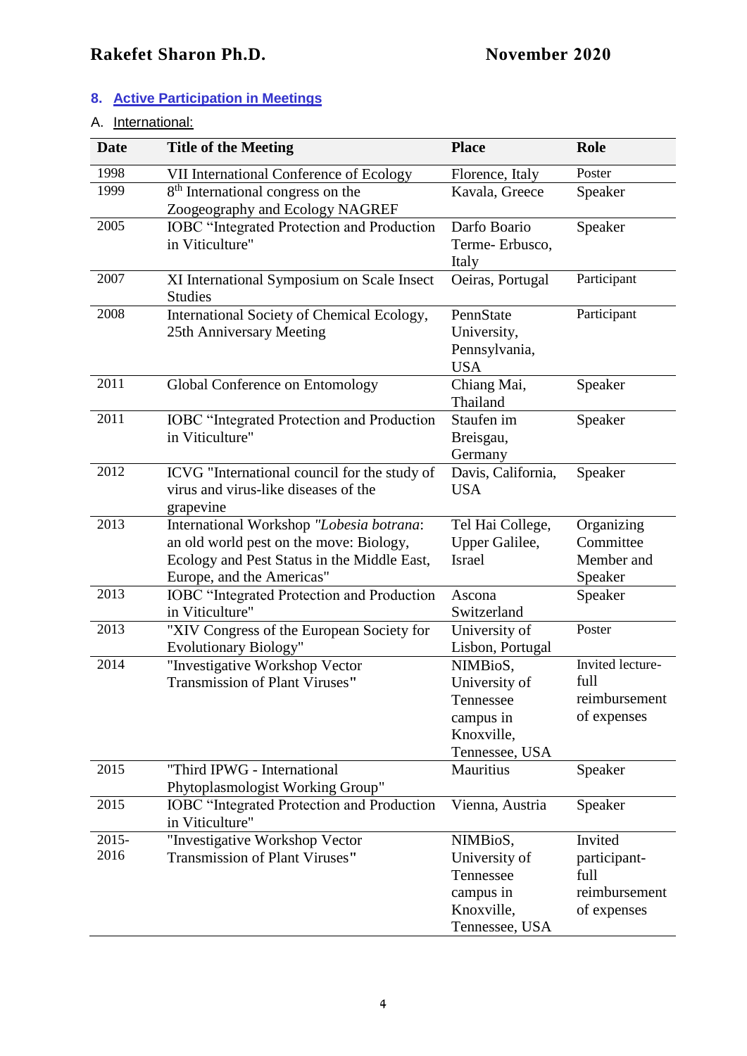## 8. Active Participation in Meetings

A. International:

| Date | Title of the Meeting | Place | Role |
|---|---|---|---|
| 1998 | VII International Conference of Ecology | Florence, Italy | Poster |
| 1999 | 8th International congress on the Zoogeography and Ecology NAGREF | Kavala, Greece | Speaker |
| 2005 | IOBC "Integrated Protection and Production in Viticulture" | Darfo Boario Terme- Erbusco, Italy | Speaker |
| 2007 | XI International Symposium on Scale Insect Studies | Oeiras, Portugal | Participant |
| 2008 | International Society of Chemical Ecology, 25th Anniversary Meeting | PennState University, Pennsylvania, USA | Participant |
| 2011 | Global Conference on Entomology | Chiang Mai, Thailand | Speaker |
| 2011 | IOBC "Integrated Protection and Production in Viticulture" | Staufen im Breisgau, Germany | Speaker |
| 2012 | ICVG "International council for the study of virus and virus-like diseases of the grapevine | Davis, California, USA | Speaker |
| 2013 | International Workshop *"Lobesia botrana*: an old world pest on the move: Biology, Ecology and Pest Status in the Middle East, Europe, and the Americas" | Tel Hai College, Upper Galilee, Israel | Organizing Committee Member and Speaker |
| 2013 | IOBC "Integrated Protection and Production in Viticulture" | Ascona Switzerland | Speaker |
| 2013 | "XIV Congress of the European Society for Evolutionary Biology" | University of Lisbon, Portugal | Poster |
| 2014 | "Investigative Workshop Vector Transmission of Plant Viruses" | NIMBioS, University of Tennessee campus in Knoxville, Tennessee, USA | Invited lecture- full reimbursement of expenses |
| 2015 | "Third IPWG - International Phytoplasmologist Working Group" | Mauritius | Speaker |
| 2015 | IOBC "Integrated Protection and Production in Viticulture" | Vienna, Austria | Speaker |
| 2015-2016 | "Investigative Workshop Vector Transmission of Plant Viruses" | NIMBioS, University of Tennessee campus in Knoxville, Tennessee, USA | Invited participant- full reimbursement of expenses |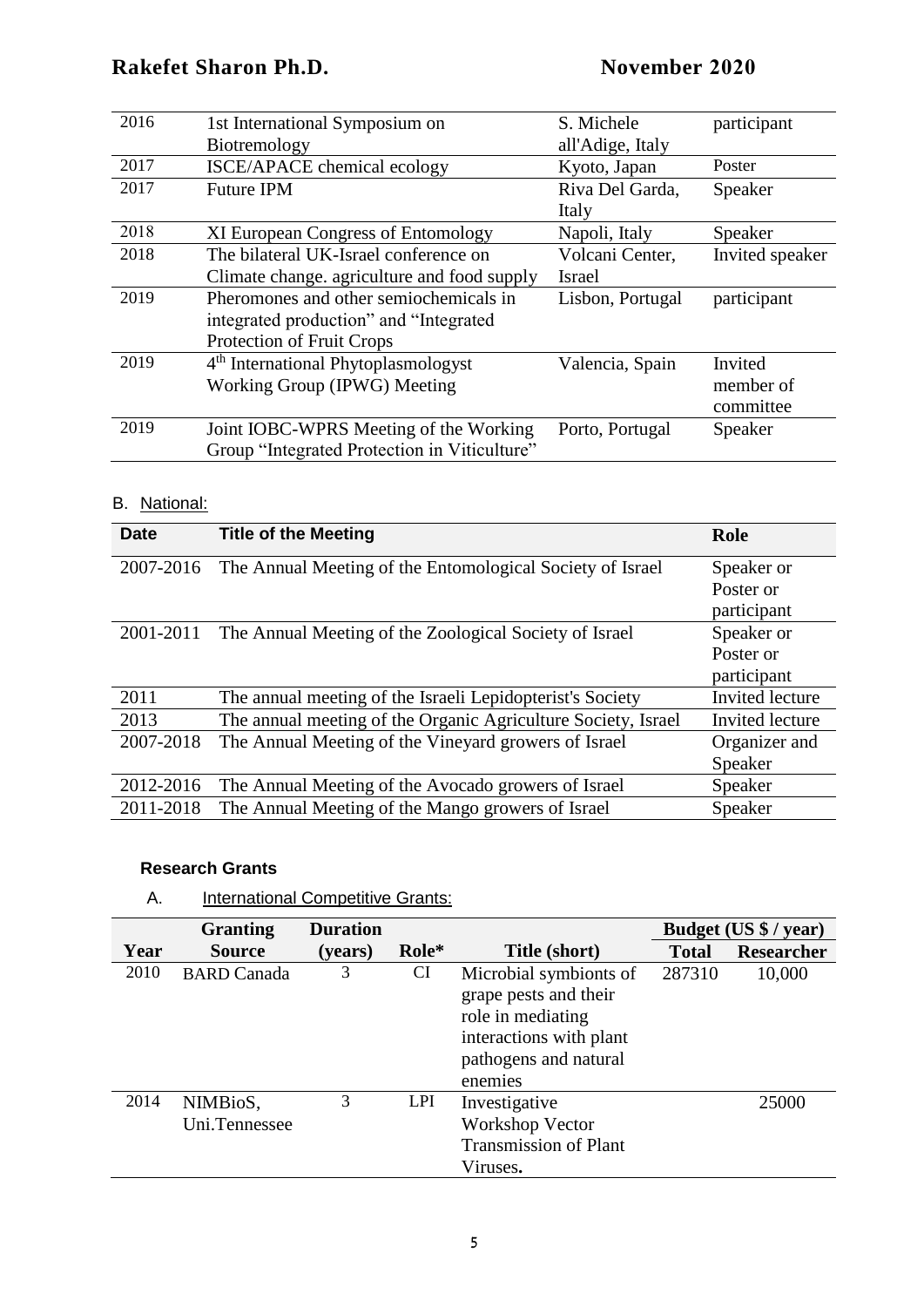| | | | |
|---|---|---|---|
| 2016 | 1st International Symposium on Biotremology | S. Michele all'Adige, Italy | participant |
| 2017 | ISCE/APACE chemical ecology | Kyoto, Japan | Poster |
| 2017 | Future IPM | Riva Del Garda, Italy | Speaker |
| 2018 | XI European Congress of Entomology | Napoli, Italy | Speaker |
| 2018 | The bilateral UK-Israel conference on Climate change. agriculture and food supply | Volcani Center, Israel | Invited speaker |
| 2019 | Pheromones and other semiochemicals in integrated production" and "Integrated Protection of Fruit Crops | Lisbon, Portugal | participant |
| 2019 | 4th International Phytoplasmologyst Working Group (IPWG) Meeting | Valencia, Spain | Invited member of committee |
| 2019 | Joint IOBC-WPRS Meeting of the Working Group "Integrated Protection in Viticulture" | Porto, Portugal | Speaker |

B. National:

| Date | Title of the Meeting | Role |
|---|---|---|
| 2007-2016 | The Annual Meeting of the Entomological Society of Israel | Speaker or Poster or participant |
| 2001-2011 | The Annual Meeting of the Zoological Society of Israel | Speaker or Poster or participant |
| 2011 | The annual meeting of the Israeli Lepidopterist's Society | Invited lecture |
| 2013 | The annual meeting of the Organic Agriculture Society, Israel | Invited lecture |
| 2007-2018 | The Annual Meeting of the Vineyard growers of Israel | Organizer and Speaker |
| 2012-2016 | The Annual Meeting of the Avocado growers of Israel | Speaker |
| 2011-2018 | The Annual Meeting of the Mango growers of Israel | Speaker |

**Research Grants**

A. International Competitive Grants:

| | Granting | Duration | | | Budget (US $ / year) | |
|---|---|---|---|---|---|---|
| Year | Source | (years) | Role* | Title (short) | Total | Researcher |
| 2010 | BARD Canada | 3 | CI | Microbial symbionts of grape pests and their role in mediating interactions with plant pathogens and natural enemies | 287310 | 10,000 |
| 2014 | NIMBioS, Uni.Tennessee | 3 | LPI | Investigative Workshop Vector Transmission of Plant Viruses**.** | | 25000 |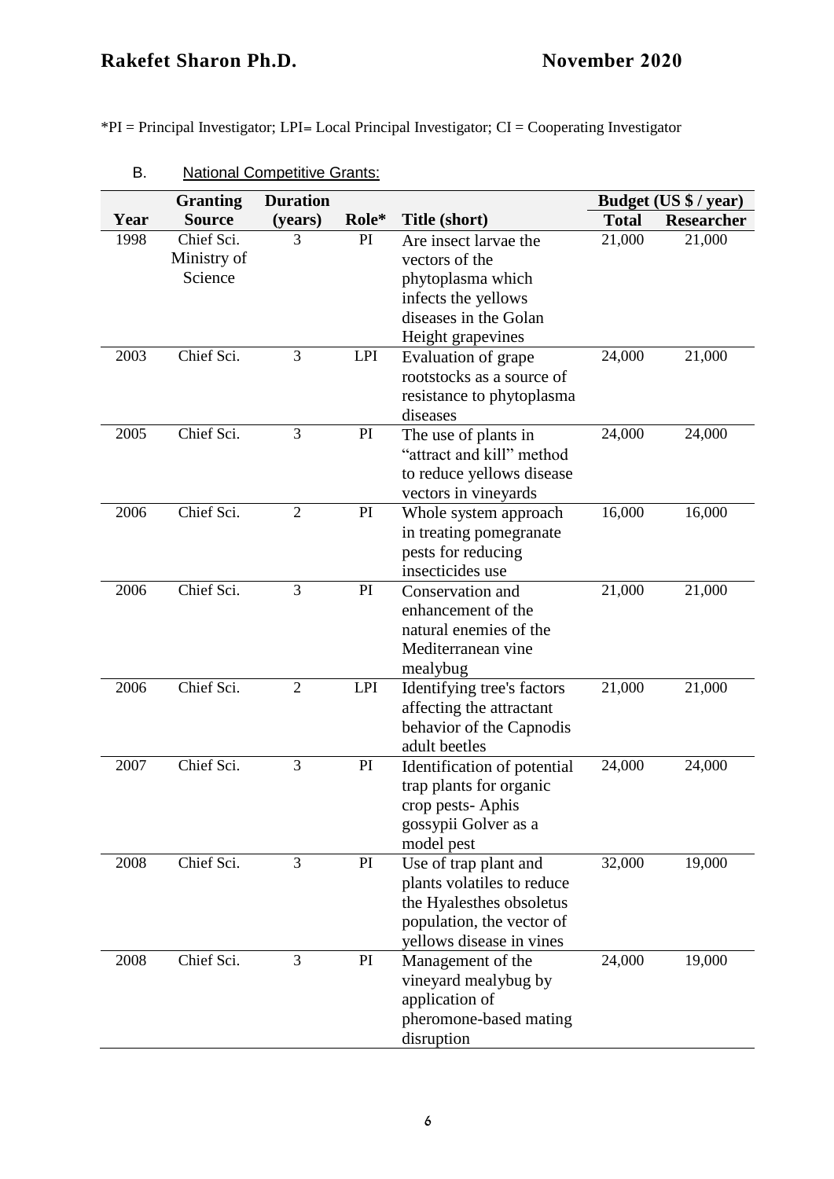*PI = Principal Investigator; LPI= Local Principal Investigator; CI = Cooperating Investigator

B. National Competitive Grants:

| Year | Granting Source | Duration (years) | Role* | Title (short) | Budget (US $ / year) Total | Researcher |
|---|---|---|---|---|---|---|
| 1998 | Chief Sci. Ministry of Science | 3 | PI | Are insect larvae the vectors of the phytoplasma which infects the yellows diseases in the Golan Height grapevines | 21,000 | 21,000 |
| 2003 | Chief Sci. | 3 | LPI | Evaluation of grape rootstocks as a source of resistance to phytoplasma diseases | 24,000 | 21,000 |
| 2005 | Chief Sci. | 3 | PI | The use of plants in "attract and kill" method to reduce yellows disease vectors in vineyards | 24,000 | 24,000 |
| 2006 | Chief Sci. | 2 | PI | Whole system approach in treating pomegranate pests for reducing insecticides use | 16,000 | 16,000 |
| 2006 | Chief Sci. | 3 | PI | Conservation and enhancement of the natural enemies of the Mediterranean vine mealybug | 21,000 | 21,000 |
| 2006 | Chief Sci. | 2 | LPI | Identifying tree's factors affecting the attractant behavior of the Capnodis adult beetles | 21,000 | 21,000 |
| 2007 | Chief Sci. | 3 | PI | Identification of potential trap plants for organic crop pests- Aphis gossypii Golver as a model pest | 24,000 | 24,000 |
| 2008 | Chief Sci. | 3 | PI | Use of trap plant and plants volatiles to reduce the Hyalesthes obsoletus population, the vector of yellows disease in vines | 32,000 | 19,000 |
| 2008 | Chief Sci. | 3 | PI | Management of the vineyard mealybug by application of pheromone-based mating disruption | 24,000 | 19,000 |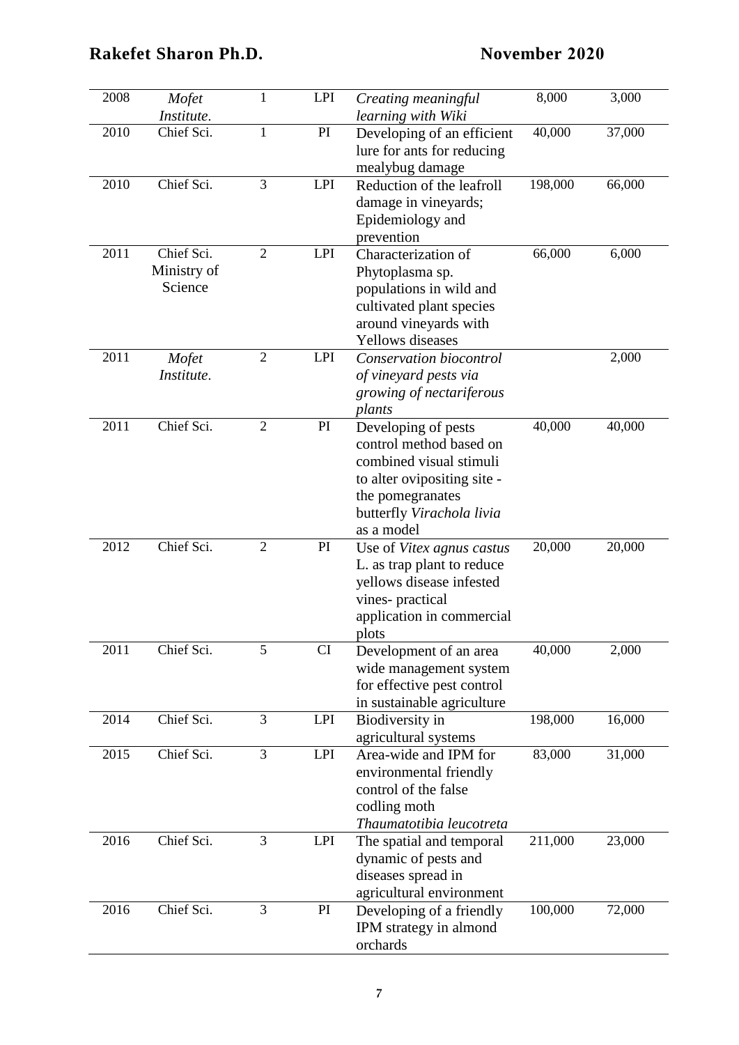| 2008 | *Mofet Institute.* | 1 | LPI | *Creating meaningful learning with Wiki* | 8,000 | 3,000 |
|---|---|---|---|---|---|---|
| 2010 | Chief Sci. | 1 | PI | Developing of an efficient lure for ants for reducing mealybug damage | 40,000 | 37,000 |
| 2010 | Chief Sci. | 3 | LPI | Reduction of the leafroll damage in vineyards; Epidemiology and prevention | 198,000 | 66,000 |
| 2011 | Chief Sci. Ministry of Science | 2 | LPI | Characterization of Phytoplasma sp. populations in wild and cultivated plant species around vineyards with Yellows diseases | 66,000 | 6,000 |
| 2011 | *Mofet Institute.* | 2 | LPI | *Conservation biocontrol of vineyard pests via growing of nectariferous plants* | | 2,000 |
| 2011 | Chief Sci. | 2 | PI | Developing of pests control method based on combined visual stimuli to alter ovipositing site - the pomegranates butterfly *Virachola livia* as a model | 40,000 | 40,000 |
| 2012 | Chief Sci. | 2 | PI | Use of *Vitex agnus castus* L. as trap plant to reduce yellows disease infested vines- practical application in commercial plots | 20,000 | 20,000 |
| 2011 | Chief Sci. | 5 | CI | Development of an area wide management system for effective pest control in sustainable agriculture | 40,000 | 2,000 |
| 2014 | Chief Sci. | 3 | LPI | Biodiversity in agricultural systems | 198,000 | 16,000 |
| 2015 | Chief Sci. | 3 | LPI | Area-wide and IPM for environmental friendly control of the false codling moth *Thaumatotibia leucotreta* | 83,000 | 31,000 |
| 2016 | Chief Sci. | 3 | LPI | The spatial and temporal dynamic of pests and diseases spread in agricultural environment | 211,000 | 23,000 |
| 2016 | Chief Sci. | 3 | PI | Developing of a friendly IPM strategy in almond orchards | 100,000 | 72,000 |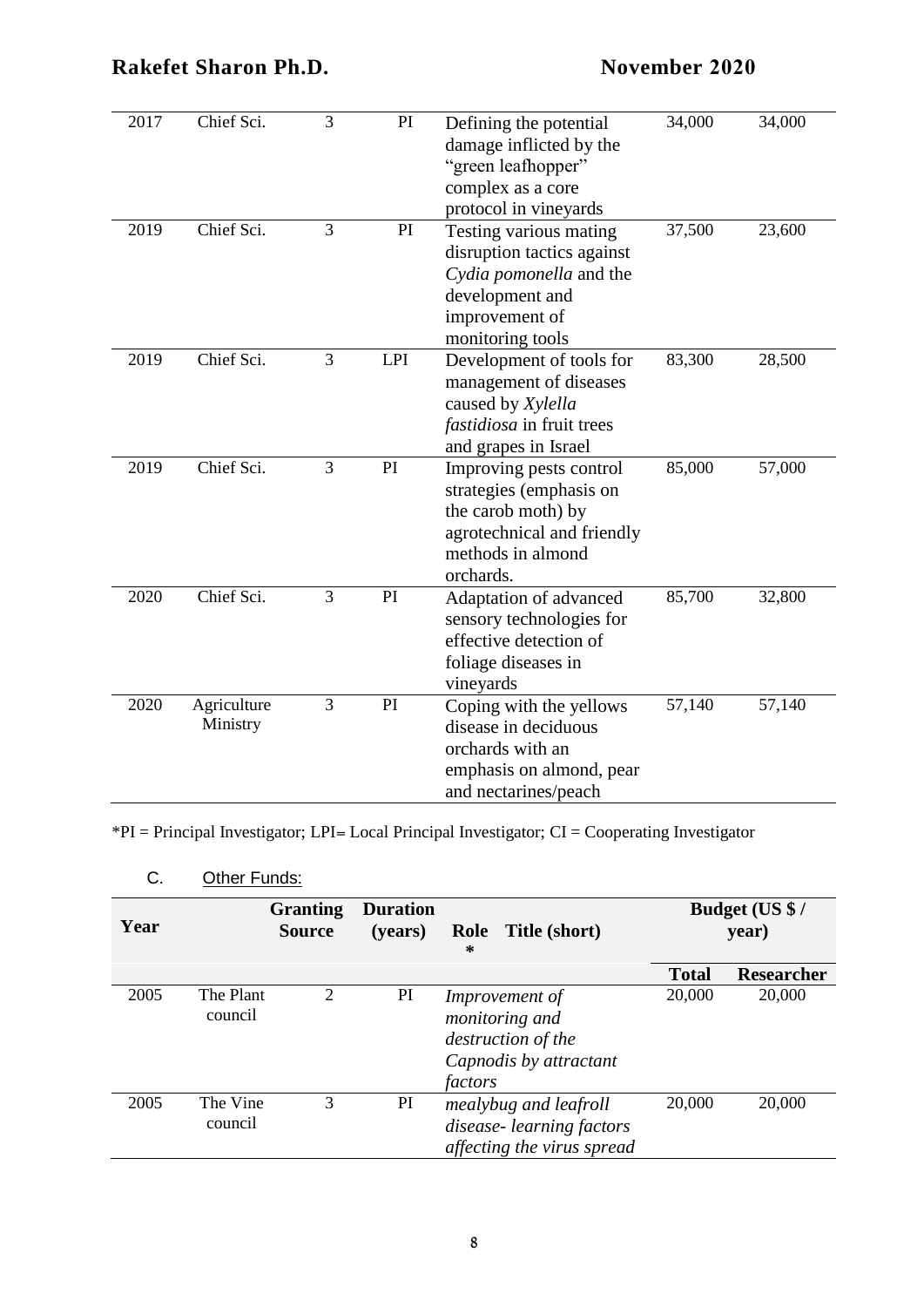| | | | | | | |
|---|---|---|---|---|---|---|
| 2017 | Chief Sci. | 3 | PI | Defining the potential damage inflicted by the "green leafhopper" complex as a core protocol in vineyards | 34,000 | 34,000 |
| 2019 | Chief Sci. | 3 | PI | Testing various mating disruption tactics against *Cydia pomonella* and the development and improvement of monitoring tools | 37,500 | 23,600 |
| 2019 | Chief Sci. | 3 | LPI | Development of tools for management of diseases caused by *Xylella fastidiosa* in fruit trees and grapes in Israel | 83,300 | 28,500 |
| 2019 | Chief Sci. | 3 | PI | Improving pests control strategies (emphasis on the carob moth) by agrotechnical and friendly methods in almond orchards. | 85,000 | 57,000 |
| 2020 | Chief Sci. | 3 | PI | Adaptation of advanced sensory technologies for effective detection of foliage diseases in vineyards | 85,700 | 32,800 |
| 2020 | Agriculture Ministry | 3 | PI | Coping with the yellows disease in deciduous orchards with an emphasis on almond, pear and nectarines/peach | 57,140 | 57,140 |

*PI = Principal Investigator; LPI= Local Principal Investigator; CI = Cooperating Investigator

C. Other Funds:

| Year | Granting Source | Duration (years) | Role * | Title (short) | Budget (US $ / year) | |
|---|---|---|---|---|---|---|
| | | | | | Total | Researcher |
| 2005 | The Plant council | 2 | PI | *Improvement of monitoring and destruction of the Capnodis by attractant factors* | 20,000 | 20,000 |
| 2005 | The Vine council | 3 | PI | *mealybug and leafroll disease- learning factors affecting the virus spread* | 20,000 | 20,000 |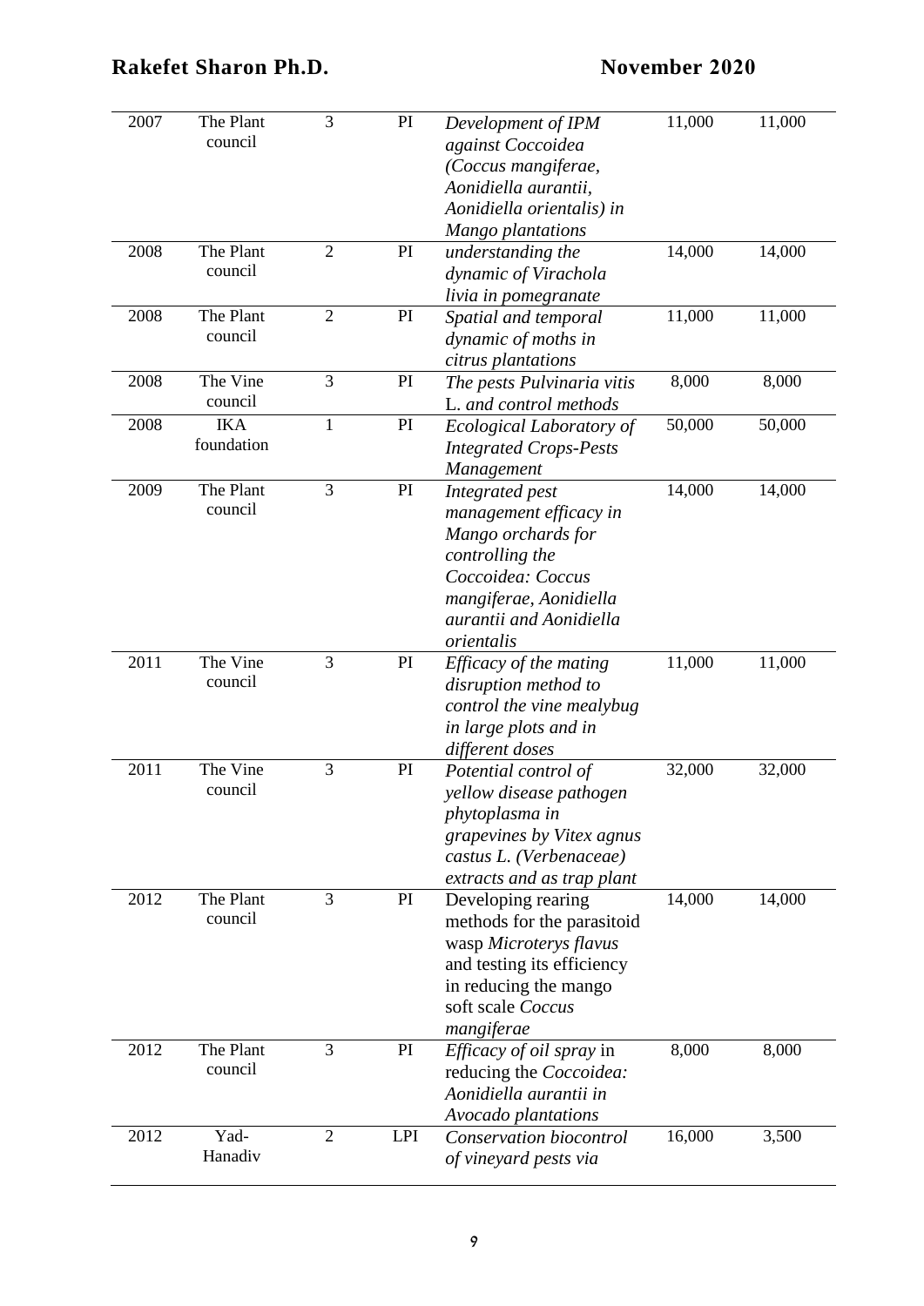| 2007 | The Plant council | 3 | PI | *Development of IPM against Coccoidea (Coccus mangiferae, Aonidiella aurantii, Aonidiella orientalis) in Mango plantations* | 11,000 | 11,000 |
|---|---|---|---|---|---|---|
| 2008 | The Plant council | 2 | PI | *understanding the dynamic of Virachola livia in pomegranate* | 14,000 | 14,000 |
| 2008 | The Plant council | 2 | PI | *Spatial and temporal dynamic of moths in citrus plantations* | 11,000 | 11,000 |
| 2008 | The Vine council | 3 | PI | *The pests Pulvinaria vitis* L. *and control methods* | 8,000 | 8,000 |
| 2008 | IKA foundation | 1 | PI | *Ecological Laboratory of Integrated Crops-Pests Management* | 50,000 | 50,000 |
| 2009 | The Plant council | 3 | PI | *Integrated pest management efficacy in Mango orchards for controlling the Coccoidea: Coccus mangiferae, Aonidiella aurantii and Aonidiella orientalis* | 14,000 | 14,000 |
| 2011 | The Vine council | 3 | PI | *Efficacy of the mating disruption method to control the vine mealybug in large plots and in different doses* | 11,000 | 11,000 |
| 2011 | The Vine council | 3 | PI | *Potential control of yellow disease pathogen phytoplasma in grapevines by Vitex agnus castus L. (Verbenaceae) extracts and as trap plant* | 32,000 | 32,000 |
| 2012 | The Plant council | 3 | PI | Developing rearing methods for the parasitoid wasp *Microterys flavus* and testing its efficiency in reducing the mango soft scale *Coccus mangiferae* | 14,000 | 14,000 |
| 2012 | The Plant council | 3 | PI | *Efficacy of oil spray* in reducing the *Coccoidea: Aonidiella aurantii in Avocado plantations* | 8,000 | 8,000 |
| 2012 | Yad-Hanadiv | 2 | LPI | *Conservation biocontrol of vineyard pests via* | 16,000 | 3,500 |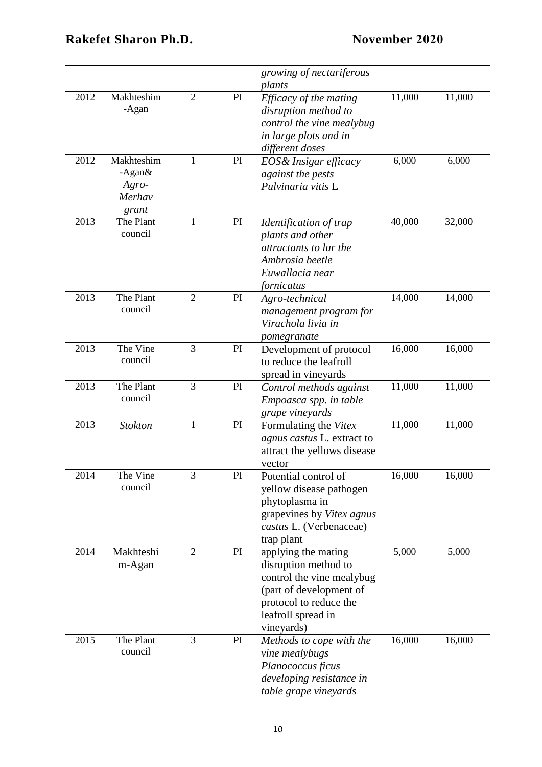| | | | | *growing of nectariferous plants* | | |
|---|---|---|---|---|---|---|
| 2012 | Makhteshim -Agan | 2 | PI | *Efficacy of the mating disruption method to control the vine mealybug in large plots and in different doses* | 11,000 | 11,000 |
| 2012 | Makhteshim -Agan& *Agro-Merhav grant* | 1 | PI | *EOS& Insigar efficacy against the pests Pulvinaria vitis* L | 6,000 | 6,000 |
| 2013 | The Plant council | 1 | PI | *Identification of trap plants and other attractants to lur the Ambrosia beetle Euwallacia near fornicatus* | 40,000 | 32,000 |
| 2013 | The Plant council | 2 | PI | *Agro-technical management program for Virachola livia in pomegranate* | 14,000 | 14,000 |
| 2013 | The Vine council | 3 | PI | Development of protocol to reduce the leafroll spread in vineyards | 16,000 | 16,000 |
| 2013 | The Plant council | 3 | PI | *Control methods against Empoasca spp. in table grape vineyards* | 11,000 | 11,000 |
| 2013 | *Stokton* | 1 | PI | Formulating the *Vitex agnus castus* L. extract to attract the yellows disease vector | 11,000 | 11,000 |
| 2014 | The Vine council | 3 | PI | Potential control of yellow disease pathogen phytoplasma in grapevines by *Vitex agnus castus* L. (Verbenaceae) trap plant | 16,000 | 16,000 |
| 2014 | Makhteshim-Agan | 2 | PI | applying the mating disruption method to control the vine mealybug (part of development of protocol to reduce the leafroll spread in vineyards) | 5,000 | 5,000 |
| 2015 | The Plant council | 3 | PI | *Methods to cope with the vine mealybugs Planococcus ficus developing resistance in table grape vineyards* | 16,000 | 16,000 |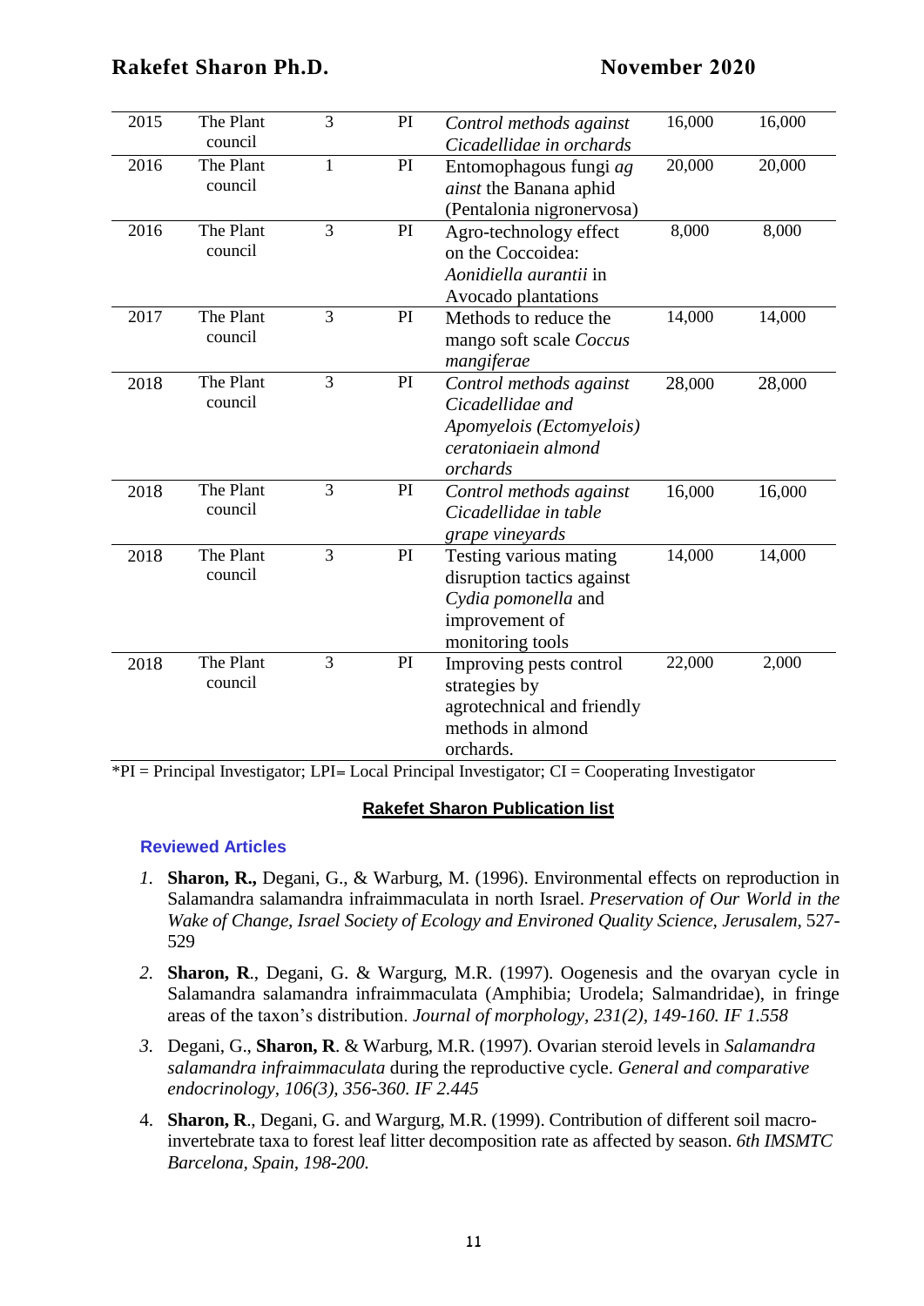| 2015 | The Plant council | 3 | PI | *Control methods against Cicadellidae in orchards* | 16,000 | 16,000 |
|---|---|---|---|---|---|---|
| 2016 | The Plant council | 1 | PI | Entomophagous fungi *ag ainst* the Banana aphid (Pentalonia nigronervosa) | 20,000 | 20,000 |
| 2016 | The Plant council | 3 | PI | Agro-technology effect on the Coccoidea: *Aonidiella aurantii* in Avocado plantations | 8,000 | 8,000 |
| 2017 | The Plant council | 3 | PI | Methods to reduce the mango soft scale *Coccus mangiferae* | 14,000 | 14,000 |
| 2018 | The Plant council | 3 | PI | *Control methods against Cicadellidae and Apomyelois (Ectomyelois) ceratoniaein almond orchards* | 28,000 | 28,000 |
| 2018 | The Plant council | 3 | PI | *Control methods against Cicadellidae in table grape vineyards* | 16,000 | 16,000 |
| 2018 | The Plant council | 3 | PI | Testing various mating disruption tactics against *Cydia pomonella* and improvement of monitoring tools | 14,000 | 14,000 |
| 2018 | The Plant council | 3 | PI | Improving pests control strategies by agrotechnical and friendly methods in almond orchards. | 22,000 | 2,000 |

*PI = Principal Investigator; LPI= Local Principal Investigator; CI = Cooperating Investigator

## Rakefet Sharon Publication list

### Reviewed Articles

1. **Sharon, R.,** Degani, G., & Warburg, M. (1996). Environmental effects on reproduction in Salamandra salamandra infraimmaculata in north Israel. *Preservation of Our World in the Wake of Change, Israel Society of Ecology and Environed Quality Science, Jerusalem,* 527-529

2. **Sharon, R**., Degani, G. & Wargurg, M.R. (1997). Oogenesis and the ovaryan cycle in Salamandra salamandra infraimmaculata (Amphibia; Urodela; Salmandridae), in fringe areas of the taxon's distribution. *Journal of morphology, 231(2), 149-160. IF 1.558*

3. Degani, G., **Sharon, R**. & Warburg, M.R. (1997). Ovarian steroid levels in *Salamandra salamandra infraimmaculata* during the reproductive cycle. *General and comparative endocrinology, 106(3), 356-360. IF 2.445*

4. **Sharon, R**., Degani, G. and Wargurg, M.R. (1999). Contribution of different soil macro-invertebrate taxa to forest leaf litter decomposition rate as affected by season. *6th IMSMTC Barcelona, Spain, 198-200.*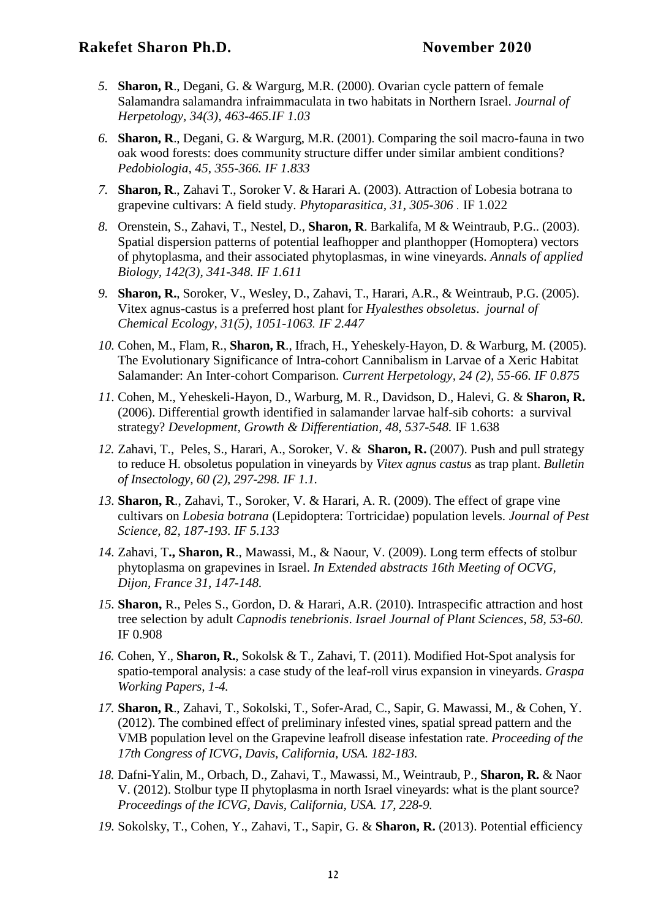5. **Sharon, R**., Degani, G. & Wargurg, M.R. (2000). Ovarian cycle pattern of female Salamandra salamandra infraimmaculata in two habitats in Northern Israel. *Journal of Herpetology, 34(3), 463-465.IF 1.03*
6. **Sharon, R**., Degani, G. & Wargurg, M.R. (2001). Comparing the soil macro-fauna in two oak wood forests: does community structure differ under similar ambient conditions? *Pedobiologia, 45, 355-366. IF 1.833*
7. **Sharon, R**., Zahavi T., Soroker V. & Harari A. (2003). Attraction of Lobesia botrana to grapevine cultivars: A field study. *Phytoparasitica, 31, 305-306 .* IF 1.022
8. Orenstein, S., Zahavi, T., Nestel, D., **Sharon, R**. Barkalifa, M & Weintraub, P.G.. (2003). Spatial dispersion patterns of potential leafhopper and planthopper (Homoptera) vectors of phytoplasma, and their associated phytoplasmas, in wine vineyards. *Annals of applied Biology, 142(3), 341-348. IF 1.611*
9. **Sharon, R.**, Soroker, V., Wesley, D., Zahavi, T., Harari, A.R., & Weintraub, P.G. (2005). Vitex agnus-castus is a preferred host plant for *Hyalesthes obsoletus*. *journal of Chemical Ecology, 31(5), 1051-1063. IF 2.447*
10. Cohen, M., Flam, R., **Sharon, R**., Ifrach, H., Yeheskely-Hayon, D. & Warburg, M. (2005). The Evolutionary Significance of Intra-cohort Cannibalism in Larvae of a Xeric Habitat Salamander: An Inter-cohort Comparison. *Current Herpetology, 24 (2), 55-66. IF 0.875*
11. Cohen, M., Yeheskeli-Hayon, D., Warburg, M. R., Davidson, D., Halevi, G. & **Sharon, R.** (2006). Differential growth identified in salamander larvae half-sib cohorts: a survival strategy? *Development, Growth & Differentiation, 48, 537-548.* IF 1.638
12. Zahavi, T., Peles, S., Harari, A., Soroker, V. & **Sharon, R.** (2007). Push and pull strategy to reduce H. obsoletus population in vineyards by *Vitex agnus castus* as trap plant. *Bulletin of Insectology, 60 (2), 297-298. IF 1.1.*
13. **Sharon, R**., Zahavi, T., Soroker, V. & Harari, A. R. (2009). The effect of grape vine cultivars on *Lobesia botrana* (Lepidoptera: Tortricidae) population levels. *Journal of Pest Science, 82, 187-193. IF 5.133*
14. Zahavi, T**., Sharon, R**., Mawassi, M., & Naour, V. (2009). Long term effects of stolbur phytoplasma on grapevines in Israel. *In Extended abstracts 16th Meeting of OCVG, Dijon, France 31, 147-148.*
15. **Sharon,** R., Peles S., Gordon, D. & Harari, A.R. (2010). Intraspecific attraction and host tree selection by adult *Capnodis tenebrionis*. *Israel Journal of Plant Sciences, 58, 53-60.* IF 0.908
16. Cohen, Y., **Sharon, R.**, Sokolsk & T., Zahavi, T. (2011). Modified Hot-Spot analysis for spatio-temporal analysis: a case study of the leaf-roll virus expansion in vineyards. *Graspa Working Papers, 1-4.*
17. **Sharon, R**., Zahavi, T., Sokolski, T., Sofer-Arad, C., Sapir, G. Mawassi, M., & Cohen, Y. (2012). The combined effect of preliminary infested vines, spatial spread pattern and the VMB population level on the Grapevine leafroll disease infestation rate. *Proceeding of the 17th Congress of ICVG, Davis, California, USA. 182-183.*
18. Dafni-Yalin, M., Orbach, D., Zahavi, T., Mawassi, M., Weintraub, P., **Sharon, R.** & Naor V. (2012). Stolbur type II phytoplasma in north Israel vineyards: what is the plant source? *Proceedings of the ICVG, Davis, California, USA. 17, 228-9.*
19. Sokolsky, T., Cohen, Y., Zahavi, T., Sapir, G. & **Sharon, R.** (2013). Potential efficiency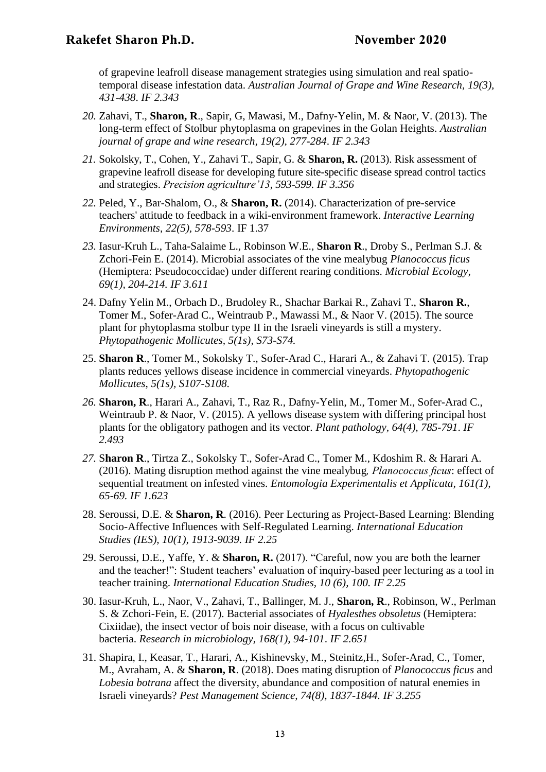of grapevine leafroll disease management strategies using simulation and real spatio-temporal disease infestation data. *Australian Journal of Grape and Wine Research, 19(3), 431-438. IF 2.343*

20. Zahavi, T., **Sharon, R**., Sapir, G, Mawasi, M., Dafny-Yelin, M. & Naor, V. (2013). The long-term effect of Stolbur phytoplasma on grapevines in the Golan Heights. *Australian journal of grape and wine research, 19(2), 277-284. IF 2.343*

21. Sokolsky, T., Cohen, Y., Zahavi T., Sapir, G. & **Sharon, R.** (2013). Risk assessment of grapevine leafroll disease for developing future site-specific disease spread control tactics and strategies. *Precision agriculture'13, 593-599. IF 3.356*

22. Peled, Y., Bar-Shalom, O., & **Sharon, R.** (2014). Characterization of pre-service teachers' attitude to feedback in a wiki-environment framework. *Interactive Learning Environments*, *22(5), 578-593*. IF 1.37

23. Iasur-Kruh L., Taha-Salaime L., Robinson W.E., **Sharon R**., Droby S., Perlman S.J. & Zchori-Fein E. (2014). Microbial associates of the vine mealybug *Planococcus ficus* (Hemiptera: Pseudococcidae) under different rearing conditions. *Microbial Ecology, 69(1), 204-214. IF 3.611*

24. Dafny Yelin M., Orbach D., Brudoley R., Shachar Barkai R., Zahavi T., **Sharon R.**, Tomer M., Sofer-Arad C., Weintraub P., Mawassi M., & Naor V. (2015). The source plant for phytoplasma stolbur type II in the Israeli vineyards is still a mystery. *Phytopathogenic Mollicutes, 5(1s), S73-S74.*

25. **Sharon R**., Tomer M., Sokolsky T., Sofer-Arad C., Harari A., & Zahavi T. (2015). Trap plants reduces yellows disease incidence in commercial vineyards. *Phytopathogenic Mollicutes*, *5(1s), S107-S108.*

26. **Sharon, R**., Harari A., Zahavi, T., Raz R., Dafny-Yelin, M., Tomer M., Sofer-Arad C., Weintraub P. & Naor, V. (2015). A yellows disease system with differing principal host plants for the obligatory pathogen and its vector. *Plant pathology, 64(4), 785-791. IF 2.493*

27. S**haron R**., Tirtza Z., Sokolsky T., Sofer-Arad C., Tomer M., Kdoshim R. & Harari A. (2016). Mating disruption method against the vine mealybug*, Planococcus ficus*: effect of sequential treatment on infested vines. *Entomologia Experimentalis et Applicata, 161(1), 65-69. IF 1.623*

28. Seroussi, D.E. & **Sharon, R**. (2016). Peer Lecturing as Project-Based Learning: Blending Socio-Affective Influences with Self-Regulated Learning. *International Education Studies (IES), 10(1), 1913-9039. IF 2.25*

29. Seroussi, D.E., Yaffe, Y. & **Sharon, R.** (2017). "Careful, now you are both the learner and the teacher!": Student teachers' evaluation of inquiry-based peer lecturing as a tool in teacher training. *International Education Studies, 10 (6), 100. IF 2.25*

30. Iasur-Kruh, L., Naor, V., Zahavi, T., Ballinger, M. J., **Sharon, R**., Robinson, W., Perlman S. & Zchori-Fein, E. (2017). Bacterial associates of *Hyalesthes obsoletus* (Hemiptera: Cixiidae), the insect vector of bois noir disease, with a focus on cultivable bacteria. *Research in microbiology, 168(1), 94-101. IF 2.651*

31. Shapira, I., Keasar, T., Harari, A., Kishinevsky, M., Steinitz,H., Sofer-Arad, C., Tomer, M., Avraham, A. & **Sharon, R**. (2018). Does mating disruption of *Planococcus ficus* and *Lobesia botrana* affect the diversity, abundance and composition of natural enemies in Israeli vineyards? *Pest Management Science, 74(8), 1837-1844. IF 3.255*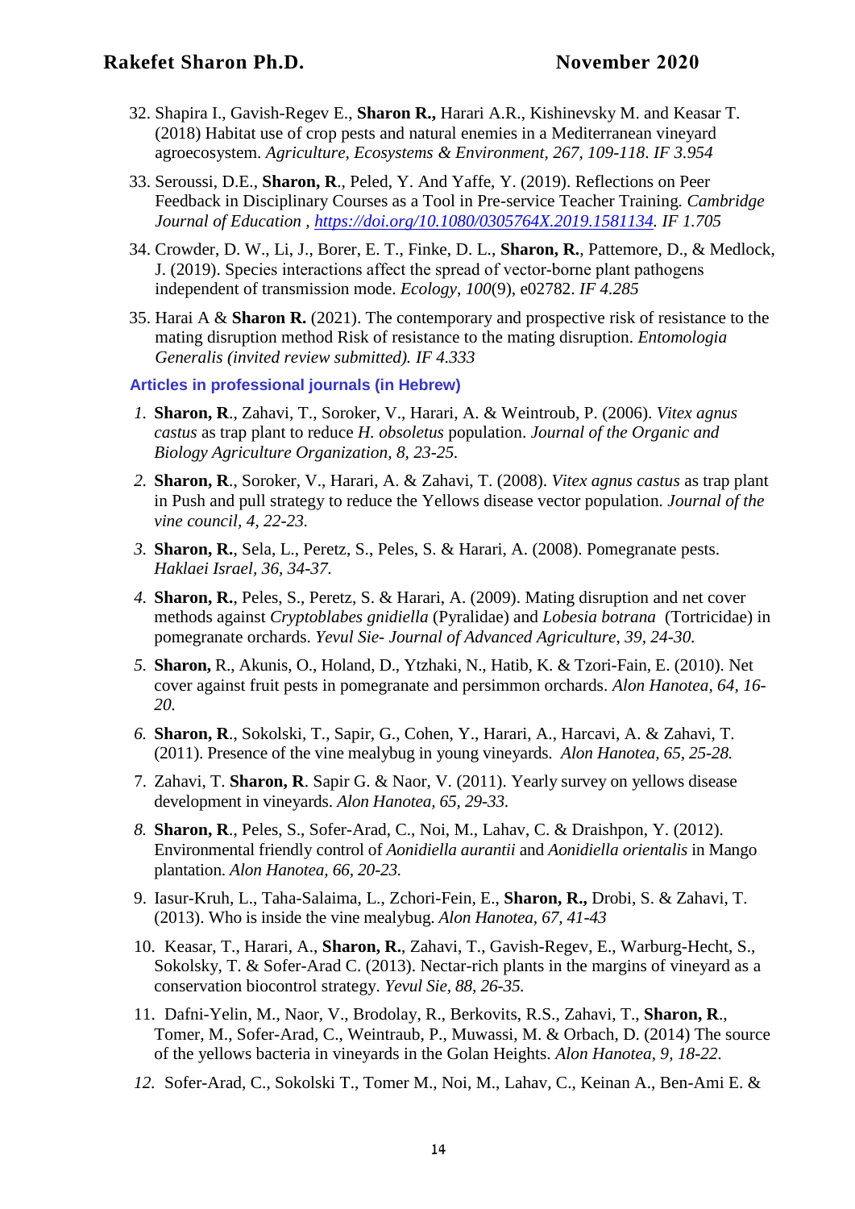32. Shapira I., Gavish-Regev E., **Sharon R.,** Harari A.R., Kishinevsky M. and Keasar T. (2018) Habitat use of crop pests and natural enemies in a Mediterranean vineyard agroecosystem. *Agriculture, Ecosystems & Environment, 267, 109-118. IF 3.954*

33. Seroussi, D.E., **Sharon, R**., Peled, Y. And Yaffe, Y. (2019). Reflections on Peer Feedback in Disciplinary Courses as a Tool in Pre-service Teacher Training. *Cambridge Journal of Education , https://doi.org/10.1080/0305764X.2019.1581134. IF 1.705*

34. Crowder, D. W., Li, J., Borer, E. T., Finke, D. L., **Sharon, R.**, Pattemore, D., & Medlock, J. (2019). Species interactions affect the spread of vector-borne plant pathogens independent of transmission mode. *Ecology*, *100*(9), e02782. *IF 4.285*

35. Harai A & **Sharon R.** (2021). The contemporary and prospective risk of resistance to the mating disruption method Risk of resistance to the mating disruption. *Entomologia Generalis (invited review submitted). IF 4.333*

### Articles in professional journals (in Hebrew)

1. **Sharon, R**., Zahavi, T., Soroker, V., Harari, A. & Weintroub, P. (2006). *Vitex agnus castus* as trap plant to reduce *H. obsoletus* population. *Journal of the Organic and Biology Agriculture Organization, 8, 23-25.*

2. **Sharon, R**., Soroker, V., Harari, A. & Zahavi, T. (2008). *Vitex agnus castus* as trap plant in Push and pull strategy to reduce the Yellows disease vector population. *Journal of the vine council, 4, 22-23.*

3. **Sharon, R.**, Sela, L., Peretz, S., Peles, S. & Harari, A. (2008). Pomegranate pests. *Haklaei Israel, 36, 34-37.*

4. **Sharon, R.**, Peles, S., Peretz, S. & Harari, A. (2009). Mating disruption and net cover methods against *Cryptoblabes gnidiella* (Pyralidae) and *Lobesia botrana* (Tortricidae) in pomegranate orchards. *Yevul Sie- Journal of Advanced Agriculture, 39, 24-30.*

5. **Sharon,** R., Akunis, O., Holand, D., Ytzhaki, N., Hatib, K. & Tzori-Fain, E. (2010). Net cover against fruit pests in pomegranate and persimmon orchards. *Alon Hanotea, 64, 16-20.*

6. **Sharon, R**., Sokolski, T., Sapir, G., Cohen, Y., Harari, A., Harcavi, A. & Zahavi, T. (2011). Presence of the vine mealybug in young vineyards. *Alon Hanotea, 65, 25-28.*

7. Zahavi, T. **Sharon, R**. Sapir G. & Naor, V. (2011). Yearly survey on yellows disease development in vineyards. *Alon Hanotea, 65, 29-33.*

8. **Sharon, R**., Peles, S., Sofer-Arad, C., Noi, M., Lahav, C. & Draishpon, Y. (2012). Environmental friendly control of *Aonidiella aurantii* and *Aonidiella orientalis* in Mango plantation. *Alon Hanotea, 66, 20-23.*

9. Iasur-Kruh, L., Taha-Salaima, L., Zchori-Fein, E., **Sharon, R.,** Drobi, S. & Zahavi, T. (2013). Who is inside the vine mealybug. *Alon Hanotea, 67, 41-43*

10. Keasar, T., Harari, A., **Sharon, R.**, Zahavi, T., Gavish-Regev, E., Warburg-Hecht, S., Sokolsky, T. & Sofer-Arad C. (2013). Nectar-rich plants in the margins of vineyard as a conservation biocontrol strategy. *Yevul Sie, 88, 26-35.*

11. Dafni-Yelin, M., Naor, V., Brodolay, R., Berkovits, R.S., Zahavi, T., **Sharon, R**., Tomer, M., Sofer-Arad, C., Weintraub, P., Muwassi, M. & Orbach, D. (2014) The source of the yellows bacteria in vineyards in the Golan Heights. *Alon Hanotea, 9, 18-22.*

12. Sofer-Arad, C., Sokolski T., Tomer M., Noi, M., Lahav, C., Keinan A., Ben-Ami E. &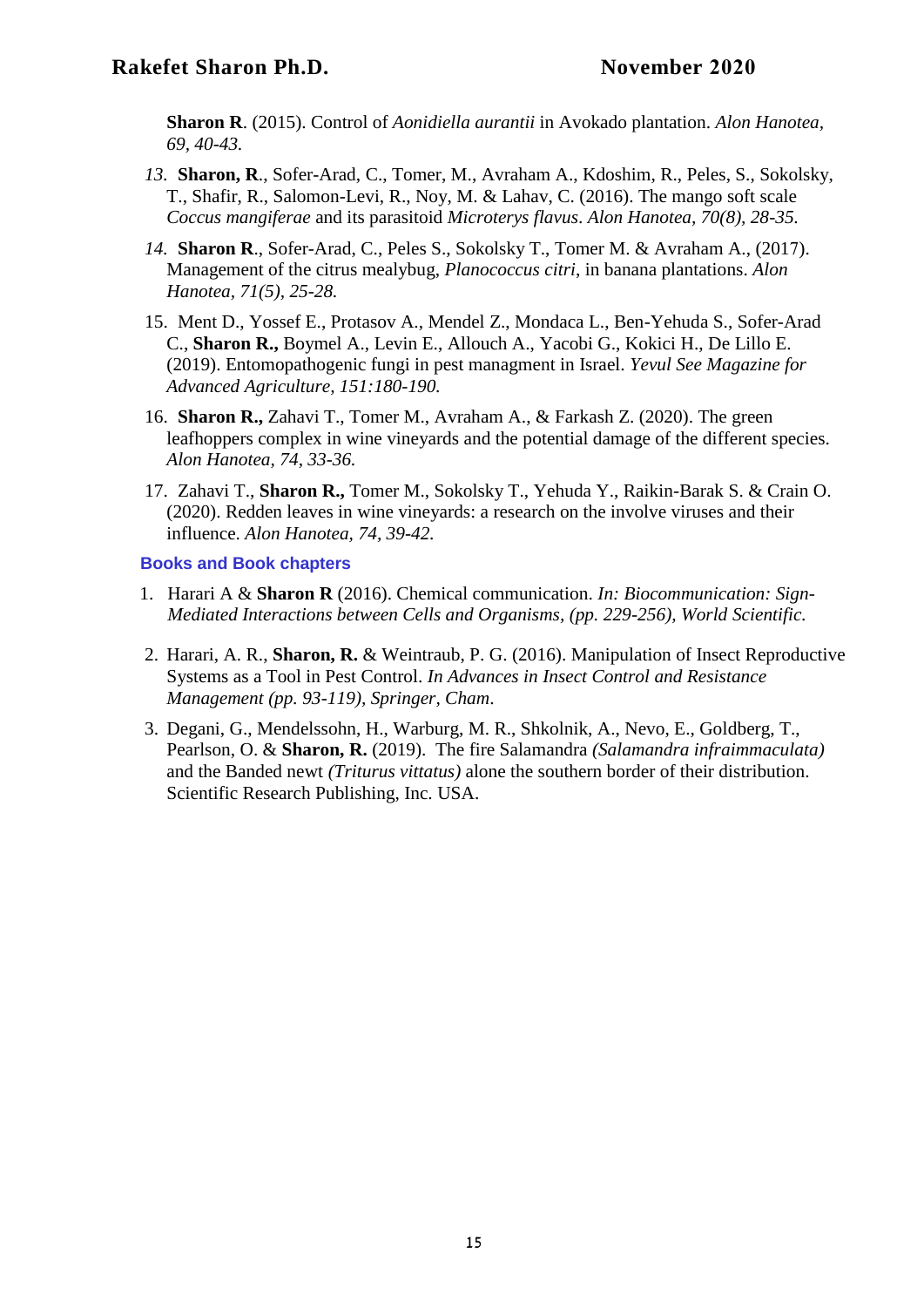**Sharon R**. (2015). Control of *Aonidiella aurantii* in Avokado plantation. *Alon Hanotea, 69, 40-43.*

13. **Sharon, R**., Sofer-Arad, C., Tomer, M., Avraham A., Kdoshim, R., Peles, S., Sokolsky, T., Shafir, R., Salomon-Levi, R., Noy, M. & Lahav, C. (2016). The mango soft scale *Coccus mangiferae* and its parasitoid *Microterys flavus*. *Alon Hanotea, 70(8), 28-35.*

14. **Sharon R**., Sofer-Arad, C., Peles S., Sokolsky T., Tomer M. & Avraham A., (2017). Management of the citrus mealybug, *Planococcus citri*, in banana plantations. *Alon Hanotea, 71(5), 25-28.*

15. Ment D., Yossef E., Protasov A., Mendel Z., Mondaca L., Ben-Yehuda S., Sofer-Arad C., **Sharon R.,** Boymel A., Levin E., Allouch A., Yacobi G., Kokici H., De Lillo E. (2019). Entomopathogenic fungi in pest managment in Israel. *Yevul See Magazine for Advanced Agriculture, 151:180-190.*

16. **Sharon R.,** Zahavi T., Tomer M., Avraham A., & Farkash Z. (2020). The green leafhoppers complex in wine vineyards and the potential damage of the different species. *Alon Hanotea, 74, 33-36.*

17. Zahavi T., **Sharon R.,** Tomer M., Sokolsky T., Yehuda Y., Raikin-Barak S. & Crain O. (2020). Redden leaves in wine vineyards: a research on the involve viruses and their influence. *Alon Hanotea, 74, 39-42.*

## Books and Book chapters

1. Harari A & **Sharon R** (2016). Chemical communication. *In: Biocommunication: Sign-Mediated Interactions between Cells and Organisms, (pp. 229-256), World Scientific.*

2. Harari, A. R., **Sharon, R.** & Weintraub, P. G. (2016). Manipulation of Insect Reproductive Systems as a Tool in Pest Control. *In Advances in Insect Control and Resistance Management (pp. 93-119), Springer, Cham*.

3. Degani, G., Mendelssohn, H., Warburg, M. R., Shkolnik, A., Nevo, E., Goldberg, T., Pearlson, O. & **Sharon, R.** (2019). The fire Salamandra *(Salamandra infraimmaculata)* and the Banded newt *(Triturus vittatus)* alone the southern border of their distribution. Scientific Research Publishing, Inc. USA.